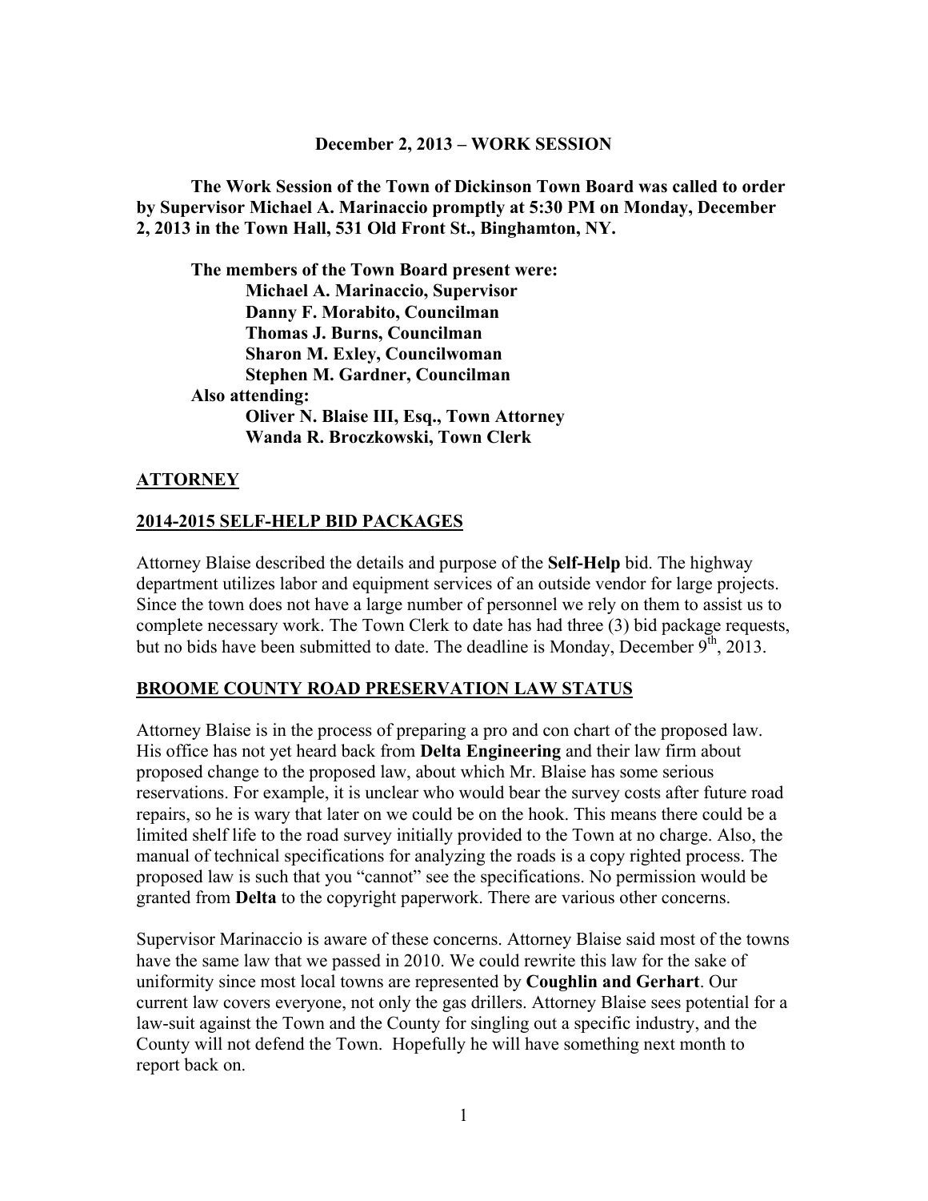**December 2, 2013 – WORK SESSION**

**The Work Session of the Town of Dickinson Town Board was called to order by Supervisor Michael A. Marinaccio promptly at 5:30 PM on Monday, December 2, 2013 in the Town Hall, 531 Old Front St., Binghamton, NY.**

**The members of the Town Board present were:**
**Michael A. Marinaccio, Supervisor**
**Danny F. Morabito, Councilman**
**Thomas J. Burns, Councilman**
**Sharon M. Exley, Councilwoman**
**Stephen M. Gardner, Councilman**
**Also attending:**
**Oliver N. Blaise III, Esq., Town Attorney**
**Wanda R. Broczkowski, Town Clerk**

## ATTORNEY

## 2014-2015 SELF-HELP BID PACKAGES

Attorney Blaise described the details and purpose of the **Self-Help** bid. The highway department utilizes labor and equipment services of an outside vendor for large projects. Since the town does not have a large number of personnel we rely on them to assist us to complete necessary work. The Town Clerk to date has had three (3) bid package requests, but no bids have been submitted to date. The deadline is Monday, December 9th, 2013.

## BROOME COUNTY ROAD PRESERVATION LAW STATUS

Attorney Blaise is in the process of preparing a pro and con chart of the proposed law. His office has not yet heard back from **Delta Engineering** and their law firm about proposed change to the proposed law, about which Mr. Blaise has some serious reservations. For example, it is unclear who would bear the survey costs after future road repairs, so he is wary that later on we could be on the hook. This means there could be a limited shelf life to the road survey initially provided to the Town at no charge. Also, the manual of technical specifications for analyzing the roads is a copy righted process. The proposed law is such that you "cannot" see the specifications. No permission would be granted from **Delta** to the copyright paperwork. There are various other concerns.

Supervisor Marinaccio is aware of these concerns. Attorney Blaise said most of the towns have the same law that we passed in 2010. We could rewrite this law for the sake of uniformity since most local towns are represented by **Coughlin and Gerhart**. Our current law covers everyone, not only the gas drillers. Attorney Blaise sees potential for a law-suit against the Town and the County for singling out a specific industry, and the County will not defend the Town. Hopefully he will have something next month to report back on.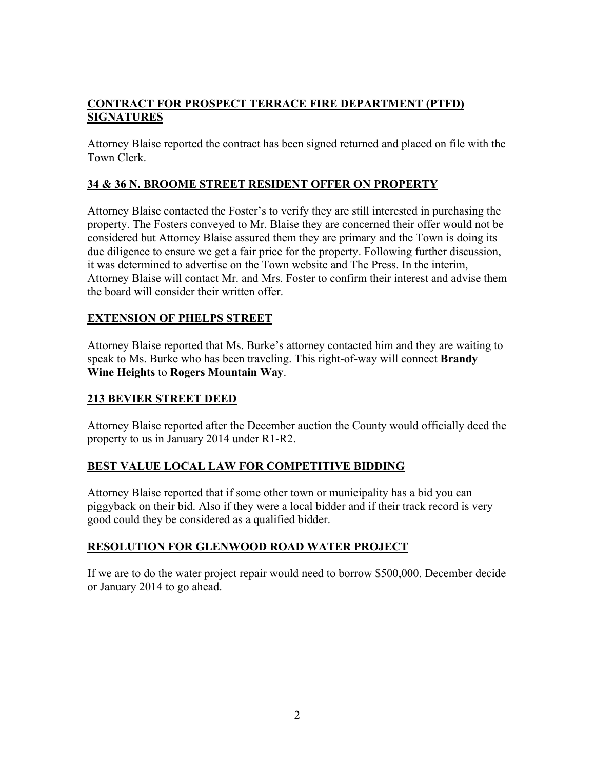## CONTRACT FOR PROSPECT TERRACE FIRE DEPARTMENT (PTFD) SIGNATURES

Attorney Blaise reported the contract has been signed returned and placed on file with the Town Clerk.

## 34 & 36 N. BROOME STREET RESIDENT OFFER ON PROPERTY

Attorney Blaise contacted the Foster's to verify they are still interested in purchasing the property. The Fosters conveyed to Mr. Blaise they are concerned their offer would not be considered but Attorney Blaise assured them they are primary and the Town is doing its due diligence to ensure we get a fair price for the property. Following further discussion, it was determined to advertise on the Town website and The Press. In the interim, Attorney Blaise will contact Mr. and Mrs. Foster to confirm their interest and advise them the board will consider their written offer.

## EXTENSION OF PHELPS STREET

Attorney Blaise reported that Ms. Burke's attorney contacted him and they are waiting to speak to Ms. Burke who has been traveling. This right-of-way will connect **Brandy Wine Heights** to **Rogers Mountain Way**.

## 213 BEVIER STREET DEED

Attorney Blaise reported after the December auction the County would officially deed the property to us in January 2014 under R1-R2.

## BEST VALUE LOCAL LAW FOR COMPETITIVE BIDDING

Attorney Blaise reported that if some other town or municipality has a bid you can piggyback on their bid. Also if they were a local bidder and if their track record is very good could they be considered as a qualified bidder.

## RESOLUTION FOR GLENWOOD ROAD WATER PROJECT

If we are to do the water project repair would need to borrow $500,000. December decide or January 2014 to go ahead.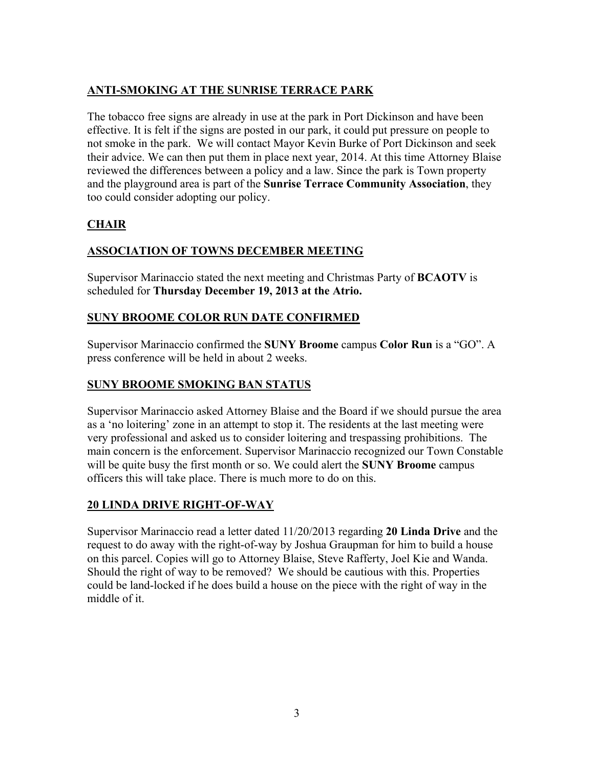## ANTI-SMOKING AT THE SUNRISE TERRACE PARK

The tobacco free signs are already in use at the park in Port Dickinson and have been effective. It is felt if the signs are posted in our park, it could put pressure on people to not smoke in the park. We will contact Mayor Kevin Burke of Port Dickinson and seek their advice. We can then put them in place next year, 2014. At this time Attorney Blaise reviewed the differences between a policy and a law. Since the park is Town property and the playground area is part of the **Sunrise Terrace Community Association**, they too could consider adopting our policy.

## CHAIR

## ASSOCIATION OF TOWNS DECEMBER MEETING

Supervisor Marinaccio stated the next meeting and Christmas Party of **BCAOTV** is scheduled for **Thursday December 19, 2013 at the Atrio.**

## SUNY BROOME COLOR RUN DATE CONFIRMED

Supervisor Marinaccio confirmed the **SUNY Broome** campus **Color Run** is a "GO". A press conference will be held in about 2 weeks.

## SUNY BROOME SMOKING BAN STATUS

Supervisor Marinaccio asked Attorney Blaise and the Board if we should pursue the area as a 'no loitering' zone in an attempt to stop it. The residents at the last meeting were very professional and asked us to consider loitering and trespassing prohibitions. The main concern is the enforcement. Supervisor Marinaccio recognized our Town Constable will be quite busy the first month or so. We could alert the **SUNY Broome** campus officers this will take place. There is much more to do on this.

## 20 LINDA DRIVE RIGHT-OF-WAY

Supervisor Marinaccio read a letter dated 11/20/2013 regarding **20 Linda Drive** and the request to do away with the right-of-way by Joshua Graupman for him to build a house on this parcel. Copies will go to Attorney Blaise, Steve Rafferty, Joel Kie and Wanda. Should the right of way to be removed? We should be cautious with this. Properties could be land-locked if he does build a house on the piece with the right of way in the middle of it.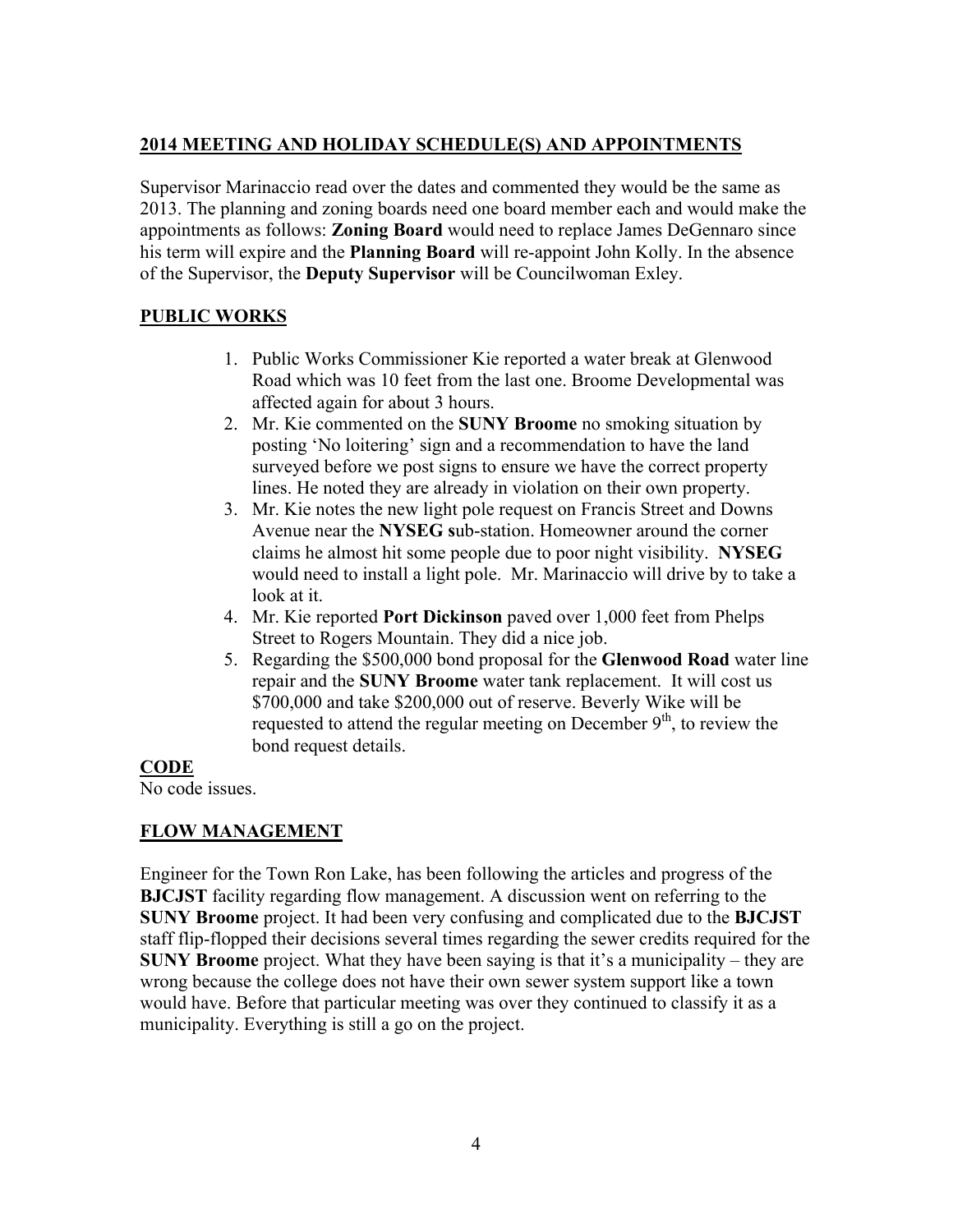## **2014 MEETING AND HOLIDAY SCHEDULE(S) AND APPOINTMENTS**

Supervisor Marinaccio read over the dates and commented they would be the same as 2013. The planning and zoning boards need one board member each and would make the appointments as follows: **Zoning Board** would need to replace James DeGennaro since his term will expire and the **Planning Board** will re-appoint John Kolly. In the absence of the Supervisor, the **Deputy Supervisor** will be Councilwoman Exley.

## **PUBLIC WORKS**

1. Public Works Commissioner Kie reported a water break at Glenwood Road which was 10 feet from the last one. Broome Developmental was affected again for about 3 hours.
2. Mr. Kie commented on the **SUNY Broome** no smoking situation by posting 'No loitering' sign and a recommendation to have the land surveyed before we post signs to ensure we have the correct property lines. He noted they are already in violation on their own property.
3. Mr. Kie notes the new light pole request on Francis Street and Downs Avenue near the **NYSEG s**ub-station. Homeowner around the corner claims he almost hit some people due to poor night visibility. **NYSEG** would need to install a light pole. Mr. Marinaccio will drive by to take a look at it.
4. Mr. Kie reported **Port Dickinson** paved over 1,000 feet from Phelps Street to Rogers Mountain. They did a nice job.
5. Regarding the $500,000 bond proposal for the **Glenwood Road** water line repair and the **SUNY Broome** water tank replacement. It will cost us $700,000 and take $200,000 out of reserve. Beverly Wike will be requested to attend the regular meeting on December 9th, to review the bond request details.

## **CODE**

No code issues.

## **FLOW MANAGEMENT**

Engineer for the Town Ron Lake, has been following the articles and progress of the **BJCJST** facility regarding flow management. A discussion went on referring to the **SUNY Broome** project. It had been very confusing and complicated due to the **BJCJST** staff flip-flopped their decisions several times regarding the sewer credits required for the **SUNY Broome** project. What they have been saying is that it's a municipality – they are wrong because the college does not have their own sewer system support like a town would have. Before that particular meeting was over they continued to classify it as a municipality. Everything is still a go on the project.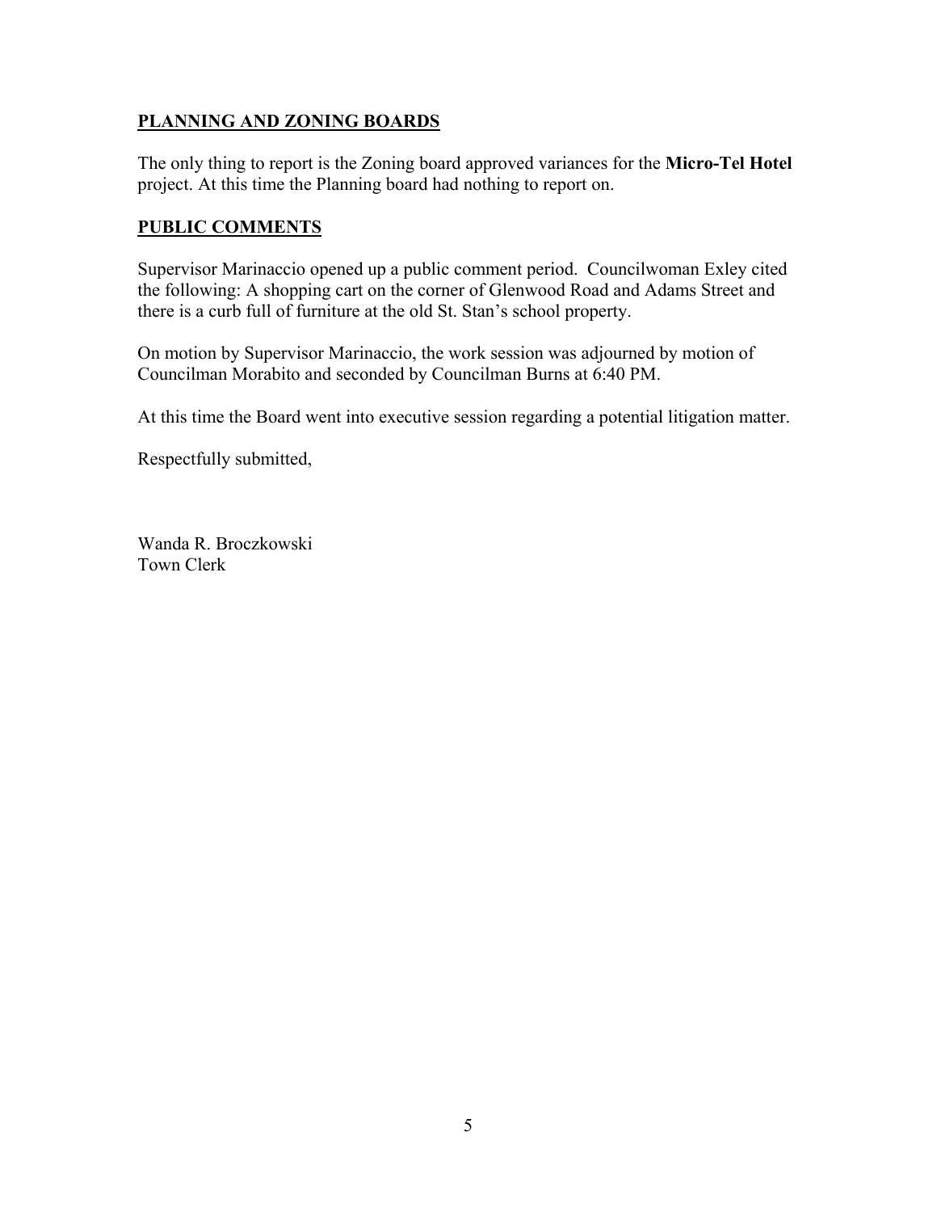## PLANNING AND ZONING BOARDS

The only thing to report is the Zoning board approved variances for the **Micro-Tel Hotel** project. At this time the Planning board had nothing to report on.

## PUBLIC COMMENTS

Supervisor Marinaccio opened up a public comment period. Councilwoman Exley cited the following: A shopping cart on the corner of Glenwood Road and Adams Street and there is a curb full of furniture at the old St. Stan's school property.

On motion by Supervisor Marinaccio, the work session was adjourned by motion of Councilman Morabito and seconded by Councilman Burns at 6:40 PM.

At this time the Board went into executive session regarding a potential litigation matter.

Respectfully submitted,

Wanda R. Broczkowski
Town Clerk